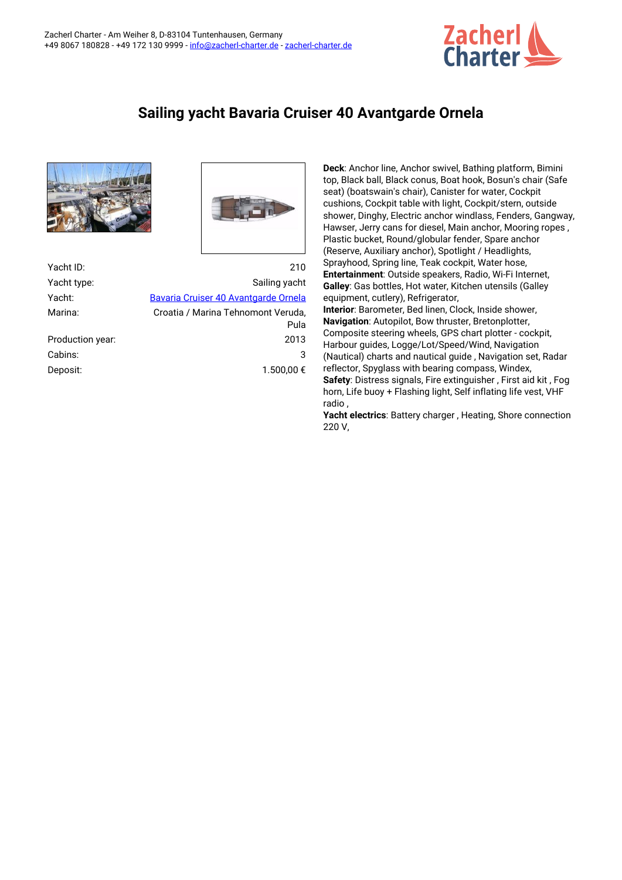Zacherl Charter - Am Weiher 8, D-83104 Tuntenhausen, Germany
+49 8067 180828 - +49 172 130 9999 - info@zacherl-charter.de - zacherl-charter.de

# Sailing yacht Bavaria Cruiser 40 Avantgarde Ornela

| | |
|---|---|
| Yacht ID: | 210 |
| Yacht type: | Sailing yacht |
| Yacht: | Bavaria Cruiser 40 Avantgarde Ornela |
| Marina: | Croatia / Marina Tehnomont Veruda, Pula |
| Production year: | 2013 |
| Cabins: | 3 |
| Deposit: | 1.500,00 € |

**Deck**: Anchor line, Anchor swivel, Bathing platform, Bimini top, Black ball, Black conus, Boat hook, Bosun's chair (Safe seat) (boatswain's chair), Canister for water, Cockpit cushions, Cockpit table with light, Cockpit/stern, outside shower, Dinghy, Electric anchor windlass, Fenders, Gangway, Hawser, Jerry cans for diesel, Main anchor, Mooring ropes , Plastic bucket, Round/globular fender, Spare anchor (Reserve, Auxiliary anchor), Spotlight / Headlights, Sprayhood, Spring line, Teak cockpit, Water hose,
**Entertainment**: Outside speakers, Radio, Wi-Fi Internet,
**Galley**: Gas bottles, Hot water, Kitchen utensils (Galley equipment, cutlery), Refrigerator,
**Interior**: Barometer, Bed linen, Clock, Inside shower,
**Navigation**: Autopilot, Bow thruster, Bretonplotter, Composite steering wheels, GPS chart plotter - cockpit, Harbour guides, Logge/Lot/Speed/Wind, Navigation (Nautical) charts and nautical guide , Navigation set, Radar reflector, Spyglass with bearing compass, Windex,
**Safety**: Distress signals, Fire extinguisher , First aid kit , Fog horn, Life buoy + Flashing light, Self inflating life vest, VHF radio ,
**Yacht electrics**: Battery charger , Heating, Shore connection 220 V,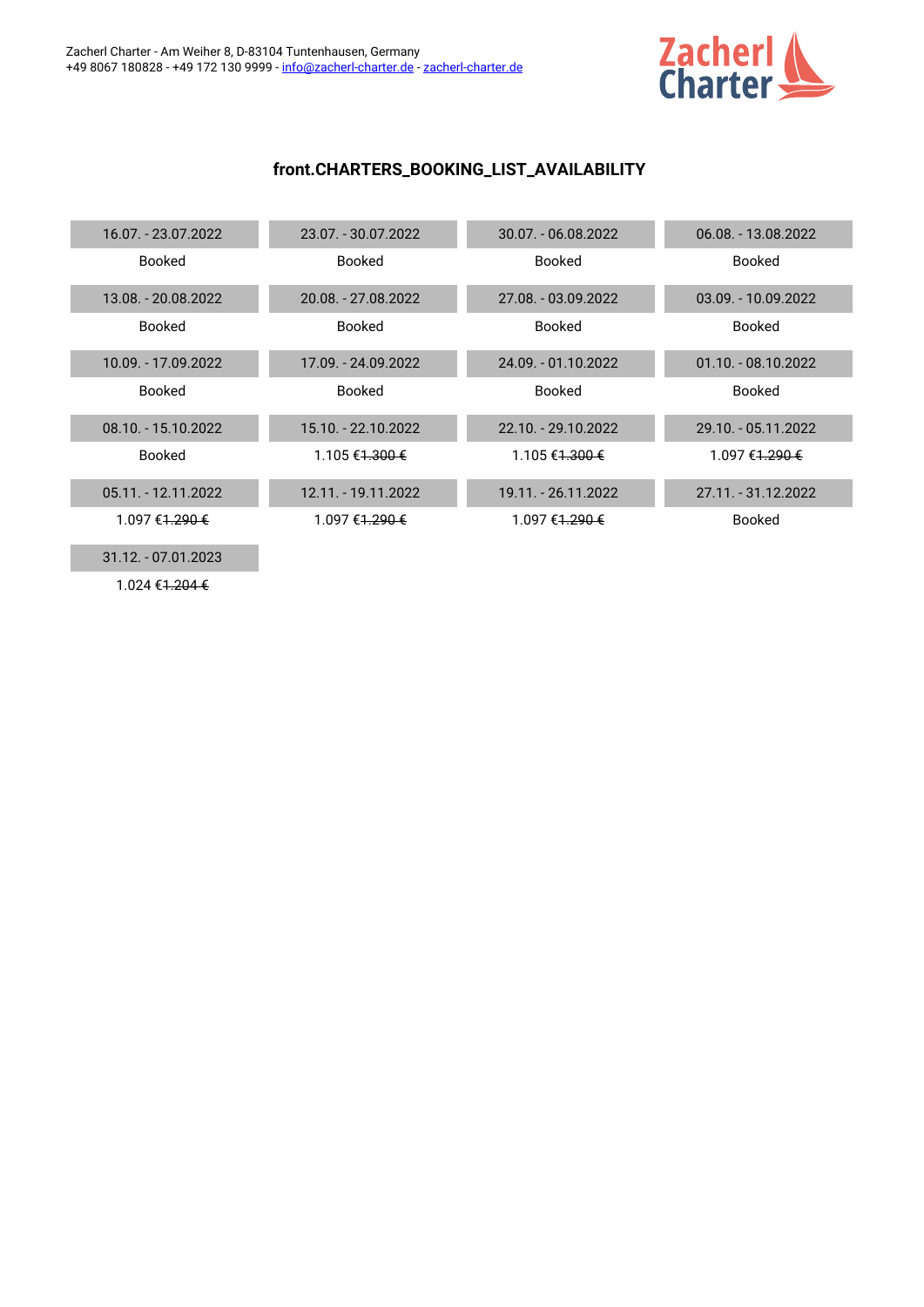Zacherl Charter - Am Weiher 8, D-83104 Tuntenhausen, Germany
+49 8067 180828 - +49 172 130 9999 - info@zacherl-charter.de - zacherl-charter.de

## front.CHARTERS_BOOKING_LIST_AVAILABILITY

| | | | |
|---|---|---|---|
| 16.07. - 23.07.2022 | 23.07. - 30.07.2022 | 30.07. - 06.08.2022 | 06.08. - 13.08.2022 |
| Booked | Booked | Booked | Booked |
| 13.08. - 20.08.2022 | 20.08. - 27.08.2022 | 27.08. - 03.09.2022 | 03.09. - 10.09.2022 |
| Booked | Booked | Booked | Booked |
| 10.09. - 17.09.2022 | 17.09. - 24.09.2022 | 24.09. - 01.10.2022 | 01.10. - 08.10.2022 |
| Booked | Booked | Booked | Booked |
| 08.10. - 15.10.2022 | 15.10. - 22.10.2022 | 22.10. - 29.10.2022 | 29.10. - 05.11.2022 |
| Booked | 1.105 €~~1.300 €~~ | 1.105 €~~1.300 €~~ | 1.097 €~~1.290 €~~ |
| 05.11. - 12.11.2022 | 12.11. - 19.11.2022 | 19.11. - 26.11.2022 | 27.11. - 31.12.2022 |
| 1.097 €~~1.290 €~~ | 1.097 €~~1.290 €~~ | 1.097 €~~1.290 €~~ | Booked |
| 31.12. - 07.01.2023 | | | |
| 1.024 €~~1.204 €~~ | | | |